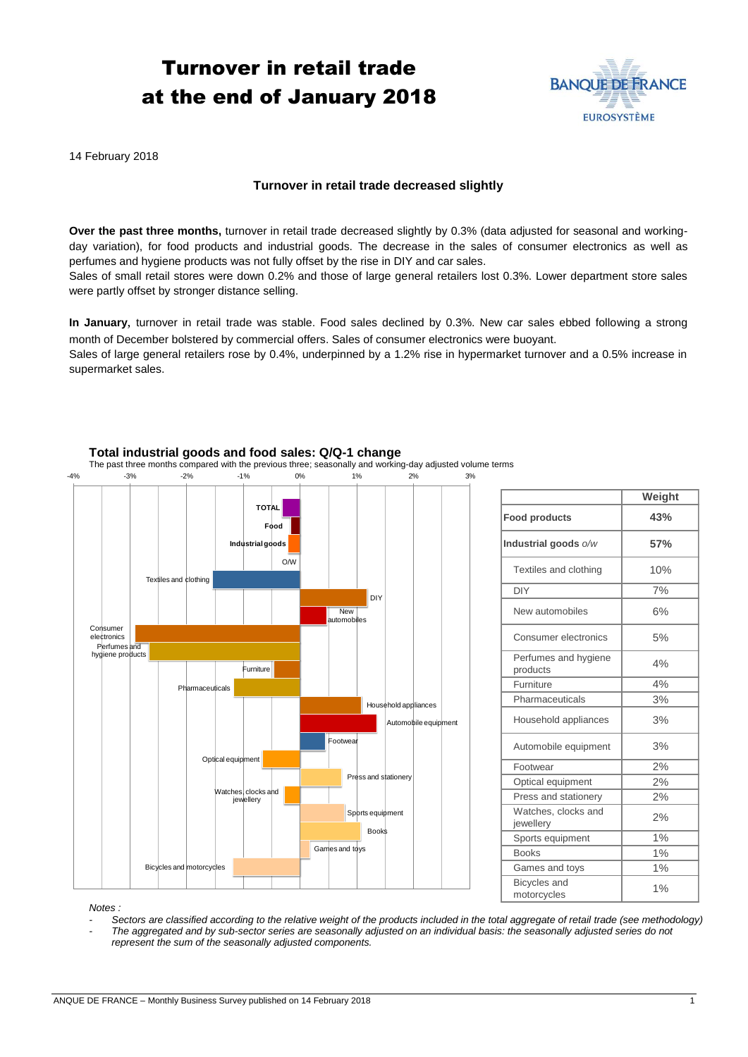# Turnover in retail trade at the end of January 2018

BANQUE DE FRANCE
EUROSYSTÈME

14 February 2018

### Turnover in retail trade decreased slightly

**Over the past three months,** turnover in retail trade decreased slightly by 0.3% (data adjusted for seasonal and working-day variation), for food products and industrial goods. The decrease in the sales of consumer electronics as well as perfumes and hygiene products was not fully offset by the rise in DIY and car sales.

Sales of small retail stores were down 0.2% and those of large general retailers lost 0.3%. Lower department store sales were partly offset by stronger distance selling.

**In January,** turnover in retail trade was stable. Food sales declined by 0.3%. New car sales ebbed following a strong month of December bolstered by commercial offers. Sales of consumer electronics were buoyant.

Sales of large general retailers rose by 0.4%, underpinned by a 1.2% rise in hypermarket turnover and a 0.5% increase in supermarket sales.

**Total industrial goods and food sales: Q/Q-1 change**

The past three months compared with the previous three; seasonally and working-day adjusted volume terms

|  | Weight |
|---|---|
| **Food products** | **43%** |
| **Industrial goods** *o/w* | **57%** |
| Textiles and clothing | 10% |
| DIY | 7% |
| New automobiles | 6% |
| Consumer electronics | 5% |
| Perfumes and hygiene products | 4% |
| Furniture | 4% |
| Pharmaceuticals | 3% |
| Household appliances | 3% |
| Automobile equipment | 3% |
| Footwear | 2% |
| Optical equipment | 2% |
| Press and stationery | 2% |
| Watches, clocks and jewellery | 2% |
| Sports equipment | 1% |
| Books | 1% |
| Games and toys | 1% |
| Bicycles and motorcycles | 1% |

*Notes :*

- *Sectors are classified according to the relative weight of the products included in the total aggregate of retail trade (see methodology)*
- *The aggregated and by sub-sector series are seasonally adjusted on an individual basis: the seasonally adjusted series do not represent the sum of the seasonally adjusted components.*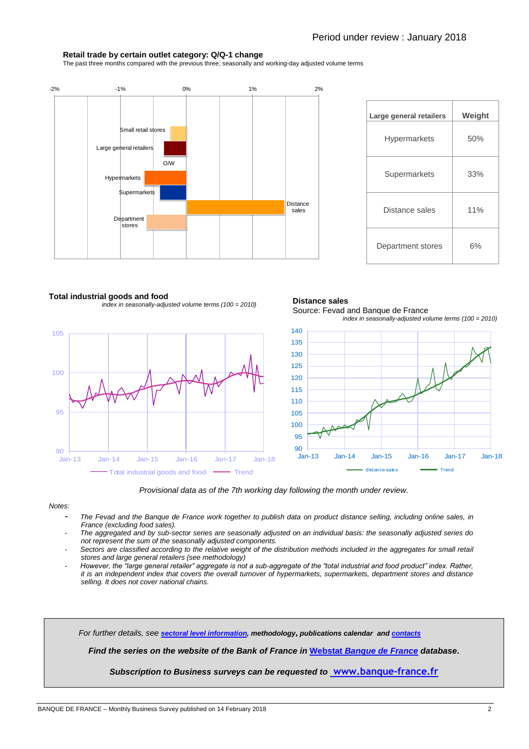Period under review : January 2018

**Retail trade by certain outlet category: Q/Q-1 change**

The past three months compared with the previous three; seasonally and working-day adjusted volume terms

-2%
-1%
0%
1%
2%

Small retail stores
Large general retailers
O/W
Hypermarkets
Supermarkets
Distance sales
Department stores

| Large general retailers | Weight |
|---|---|
| Hypermarkets | 50% |
| Supermarkets | 33% |
| Distance sales | 11% |
| Department stores | 6% |

**Total industrial goods and food**

*index in seasonally-adjusted volume terms (100 = 2010)*

105
100
95
90
Jan-13 Jan-14 Jan-15 Jan-16 Jan-17 Jan-18

Total industrial goods and food
Trend

**Distance sales**

Source: Fevad and Banque de France

*index in seasonally-adjusted volume terms (100 = 2010)*

140
135
130
125
120
115
110
105
100
95
90
Jan-13 Jan-14 Jan-15 Jan-16 Jan-17 Jan-18

distance sales
Trend

*Provisional data as of the 7th working day following the month under review.*

*Notes:*

- *The Fevad and the Banque de France work together to publish data on product distance selling, including online sales, in France (excluding food sales).*
- *The aggregated and by sub-sector series are seasonally adjusted on an individual basis: the seasonally adjusted series do not represent the sum of the seasonally adjusted components.*
- *Sectors are classified according to the relative weight of the distribution methods included in the aggregates for small retail stores and large general retailers (see methodology)*
- *However, the "large general retailer" aggregate is not a sub-aggregate of the "total industrial and food product" index. Rather, it is an independent index that covers the overall turnover of hypermarkets, supermarkets, department stores and distance selling. It does not cover national chains.*

*For further details, see* ***sectoral level information**, **methodology**, **publications calendar** and **contacts***

***Find the series on the website of the Bank of France in Webstat Banque de France database.***

***Subscription to Business surveys can be requested to www.banque-france.fr***